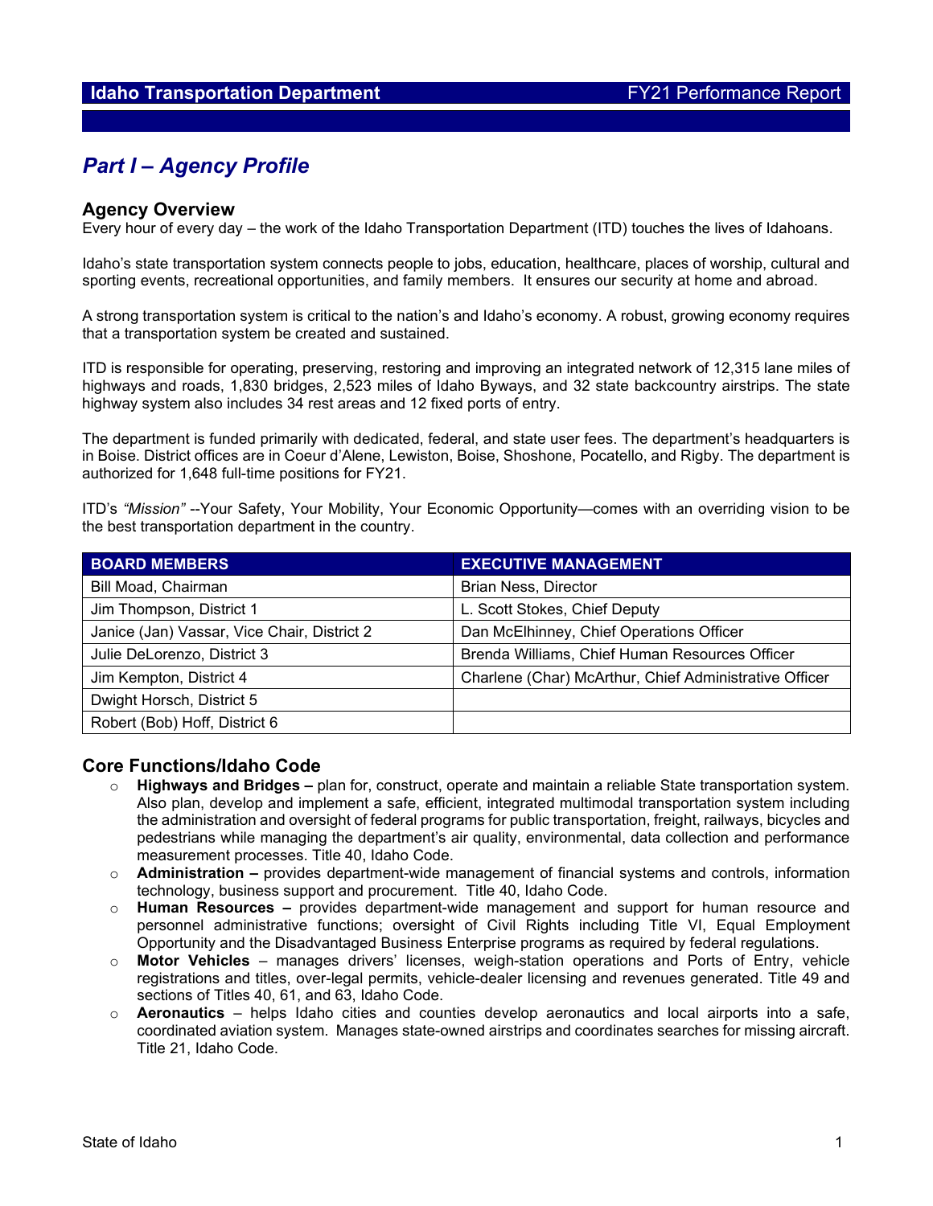# Part I – Agency Profile

## Agency Overview

Every hour of every day – the work of the Idaho Transportation Department (ITD) touches the lives of Idahoans.

Idaho's state transportation system connects people to jobs, education, healthcare, places of worship, cultural and sporting events, recreational opportunities, and family members. It ensures our security at home and abroad.

A strong transportation system is critical to the nation's and Idaho's economy. A robust, growing economy requires that a transportation system be created and sustained.

ITD is responsible for operating, preserving, restoring and improving an integrated network of 12,315 lane miles of highways and roads, 1,830 bridges, 2,523 miles of Idaho Byways, and 32 state backcountry airstrips. The state highway system also includes 34 rest areas and 12 fixed ports of entry.

The department is funded primarily with dedicated, federal, and state user fees. The department's headquarters is in Boise. District offices are in Coeur d'Alene, Lewiston, Boise, Shoshone, Pocatello, and Rigby. The department is authorized for 1,648 full-time positions for FY21.

ITD's *"Mission"* --Your Safety, Your Mobility, Your Economic Opportunity—comes with an overriding vision to be the best transportation department in the country.

| BOARD MEMBERS | EXECUTIVE MANAGEMENT |
|---|---|
| Bill Moad, Chairman | Brian Ness, Director |
| Jim Thompson, District 1 | L. Scott Stokes, Chief Deputy |
| Janice (Jan) Vassar, Vice Chair, District 2 | Dan McElhinney, Chief Operations Officer |
| Julie DeLorenzo, District 3 | Brenda Williams, Chief Human Resources Officer |
| Jim Kempton, District 4 | Charlene (Char) McArthur, Chief Administrative Officer |
| Dwight Horsch, District 5 | |
| Robert (Bob) Hoff, District 6 | |

## Core Functions/Idaho Code

- **Highways and Bridges –** plan for, construct, operate and maintain a reliable State transportation system. Also plan, develop and implement a safe, efficient, integrated multimodal transportation system including the administration and oversight of federal programs for public transportation, freight, railways, bicycles and pedestrians while managing the department's air quality, environmental, data collection and performance measurement processes. Title 40, Idaho Code.
- **Administration –** provides department-wide management of financial systems and controls, information technology, business support and procurement. Title 40, Idaho Code.
- **Human Resources –** provides department-wide management and support for human resource and personnel administrative functions; oversight of Civil Rights including Title VI, Equal Employment Opportunity and the Disadvantaged Business Enterprise programs as required by federal regulations.
- **Motor Vehicles** – manages drivers' licenses, weigh-station operations and Ports of Entry, vehicle registrations and titles, over-legal permits, vehicle-dealer licensing and revenues generated. Title 49 and sections of Titles 40, 61, and 63, Idaho Code.
- **Aeronautics** – helps Idaho cities and counties develop aeronautics and local airports into a safe, coordinated aviation system. Manages state-owned airstrips and coordinates searches for missing aircraft. Title 21, Idaho Code.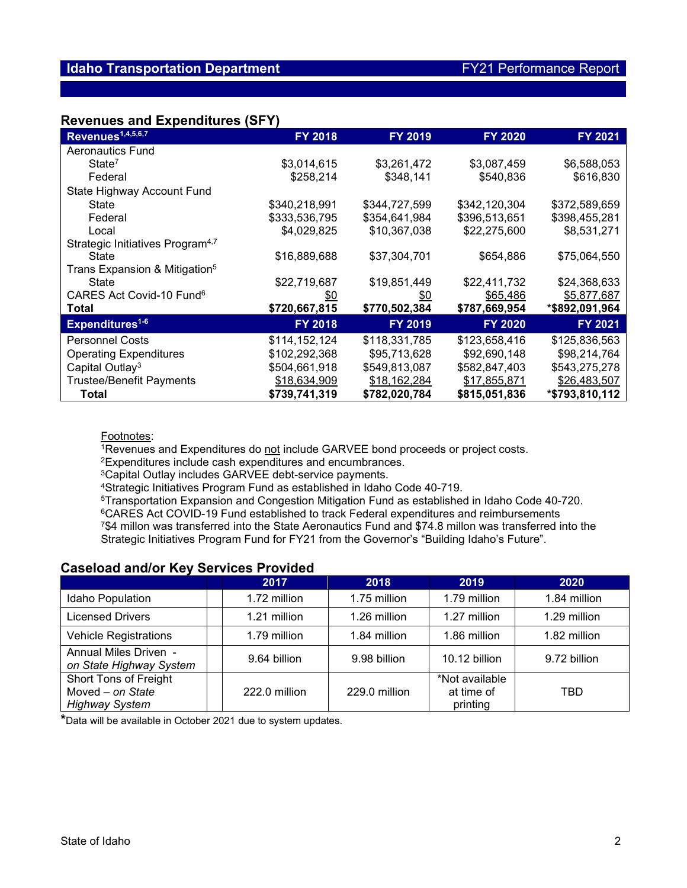## Revenues and Expenditures (SFY)

| Revenues[1,4,5,6,7] | FY 2018 | FY 2019 | FY 2020 | FY 2021 |
|---|---|---|---|---|
| Aeronautics Fund | | | | |
| State[7] | $3,014,615 | $3,261,472 | $3,087,459 | $6,588,053 |
| Federal | $258,214 | $348,141 | $540,836 | $616,830 |
| State Highway Account Fund | | | | |
| State | $340,218,991 | $344,727,599 | $342,120,304 | $372,589,659 |
| Federal | $333,536,795 | $354,641,984 | $396,513,651 | $398,455,281 |
| Local | $4,029,825 | $10,367,038 | $22,275,600 | $8,531,271 |
| Strategic Initiatives Program[4,7] | | | | |
| State | $16,889,688 | $37,304,701 | $654,886 | $75,064,550 |
| Trans Expansion & Mitigation[5] | | | | |
| State | $22,719,687 | $19,851,449 | $22,411,732 | $24,368,633 |
| CARES Act Covid-10 Fund[6] | $0 | $0 | $65,486 | $5,877,687 |
| **Total** | **$720,667,815** | **$770,502,384** | **$787,669,954** | **\*$892,091,964** |

| Expenditures[1-6] | FY 2018 | FY 2019 | FY 2020 | FY 2021 |
|---|---|---|---|---|
| Personnel Costs | $114,152,124 | $118,331,785 | $123,658,416 | $125,836,563 |
| Operating Expenditures | $102,292,368 | $95,713,628 | $92,690,148 | $98,214,764 |
| Capital Outlay[3] | $504,661,918 | $549,813,087 | $582,847,403 | $543,275,278 |
| Trustee/Benefit Payments | $18,634,909 | $18,162,284 | $17,855,871 | $26,483,507 |
| **Total** | **$739,741,319** | **$782,020,784** | **$815,051,836** | **\*$793,810,112** |

Footnotes:

[1]Revenues and Expenditures do not include GARVEE bond proceeds or project costs.
[2]Expenditures include cash expenditures and encumbrances.
[3]Capital Outlay includes GARVEE debt-service payments.
[4]Strategic Initiatives Program Fund as established in Idaho Code 40-719.
[5]Transportation Expansion and Congestion Mitigation Fund as established in Idaho Code 40-720.
[6]CARES Act COVID-19 Fund established to track Federal expenditures and reimbursements
[7]$4 millon was transferred into the State Aeronautics Fund and $74.8 millon was transferred into the Strategic Initiatives Program Fund for FY21 from the Governor's "Building Idaho's Future".

## Caseload and/or Key Services Provided

| | 2017 | 2018 | 2019 | 2020 |
|---|---|---|---|---|
| Idaho Population | 1.72 million | 1.75 million | 1.79 million | 1.84 million |
| Licensed Drivers | 1.21 million | 1.26 million | 1.27 million | 1.29 million |
| Vehicle Registrations | 1.79 million | 1.84 million | 1.86 million | 1.82 million |
| Annual Miles Driven - *on State Highway System* | 9.64 billion | 9.98 billion | 10.12 billion | 9.72 billion |
| Short Tons of Freight Moved – *on State Highway System* | 222.0 million | 229.0 million | *Not available at time of printing | TBD |

**\***Data will be available in October 2021 due to system updates.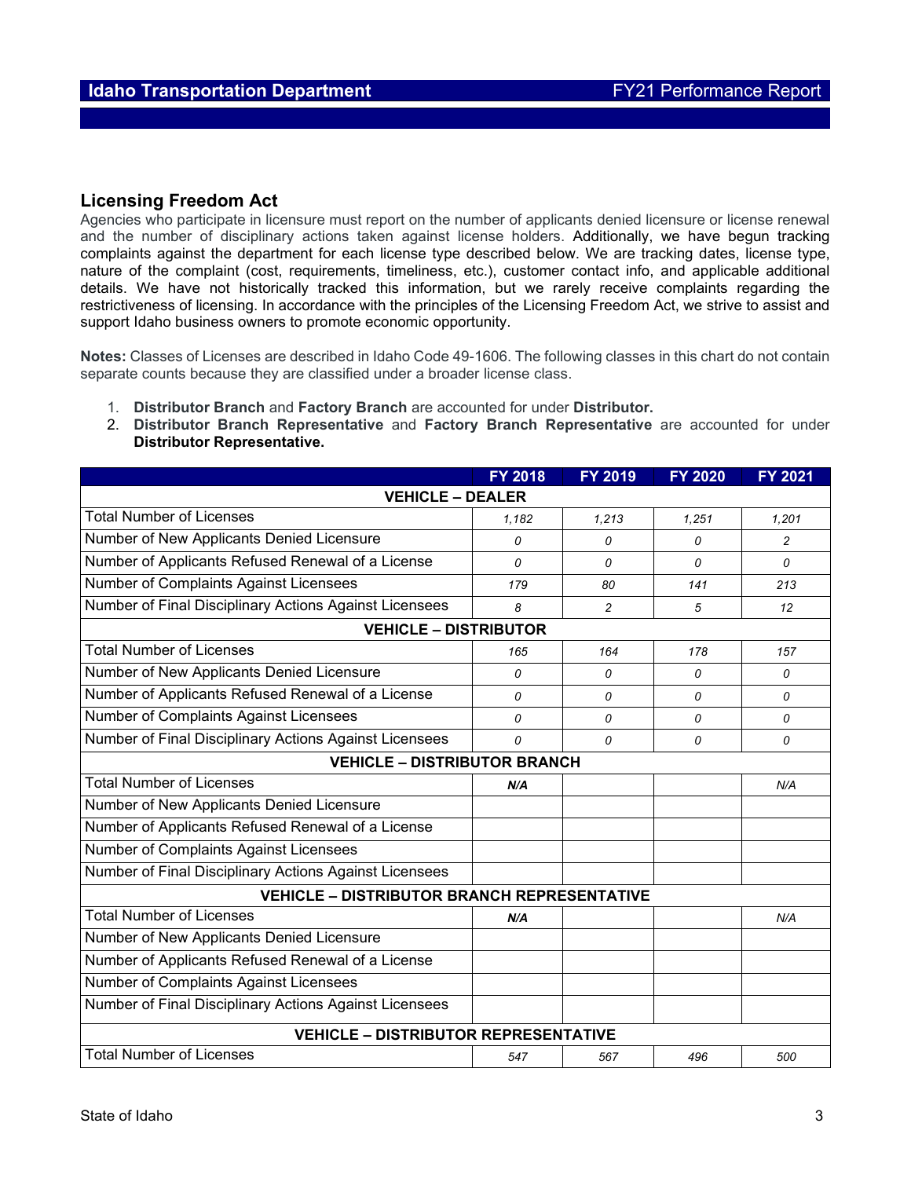## Licensing Freedom Act

Agencies who participate in licensure must report on the number of applicants denied licensure or license renewal and the number of disciplinary actions taken against license holders. Additionally, we have begun tracking complaints against the department for each license type described below. We are tracking dates, license type, nature of the complaint (cost, requirements, timeliness, etc.), customer contact info, and applicable additional details. We have not historically tracked this information, but we rarely receive complaints regarding the restrictiveness of licensing. In accordance with the principles of the Licensing Freedom Act, we strive to assist and support Idaho business owners to promote economic opportunity.

**Notes:** Classes of Licenses are described in Idaho Code 49-1606. The following classes in this chart do not contain separate counts because they are classified under a broader license class.

1. **Distributor Branch** and **Factory Branch** are accounted for under **Distributor.**
2. **Distributor Branch Representative** and **Factory Branch Representative** are accounted for under **Distributor Representative.**

| | FY 2018 | FY 2019 | FY 2020 | FY 2021 |
|---|---|---|---|---|
| **VEHICLE – DEALER** | | | | |
| Total Number of Licenses | 1,182 | 1,213 | 1,251 | 1,201 |
| Number of New Applicants Denied Licensure | 0 | 0 | 0 | 2 |
| Number of Applicants Refused Renewal of a License | 0 | 0 | 0 | 0 |
| Number of Complaints Against Licensees | 179 | 80 | 141 | 213 |
| Number of Final Disciplinary Actions Against Licensees | 8 | 2 | 5 | 12 |
| **VEHICLE – DISTRIBUTOR** | | | | |
| Total Number of Licenses | 165 | 164 | 178 | 157 |
| Number of New Applicants Denied Licensure | 0 | 0 | 0 | 0 |
| Number of Applicants Refused Renewal of a License | 0 | 0 | 0 | 0 |
| Number of Complaints Against Licensees | 0 | 0 | 0 | 0 |
| Number of Final Disciplinary Actions Against Licensees | 0 | 0 | 0 | 0 |
| **VEHICLE – DISTRIBUTOR BRANCH** | | | | |
| Total Number of Licenses | N/A | | | N/A |
| Number of New Applicants Denied Licensure | | | | |
| Number of Applicants Refused Renewal of a License | | | | |
| Number of Complaints Against Licensees | | | | |
| Number of Final Disciplinary Actions Against Licensees | | | | |
| **VEHICLE – DISTRIBUTOR BRANCH REPRESENTATIVE** | | | | |
| Total Number of Licenses | N/A | | | N/A |
| Number of New Applicants Denied Licensure | | | | |
| Number of Applicants Refused Renewal of a License | | | | |
| Number of Complaints Against Licensees | | | | |
| Number of Final Disciplinary Actions Against Licensees | | | | |
| **VEHICLE – DISTRIBUTOR REPRESENTATIVE** | | | | |
| Total Number of Licenses | 547 | 567 | 496 | 500 |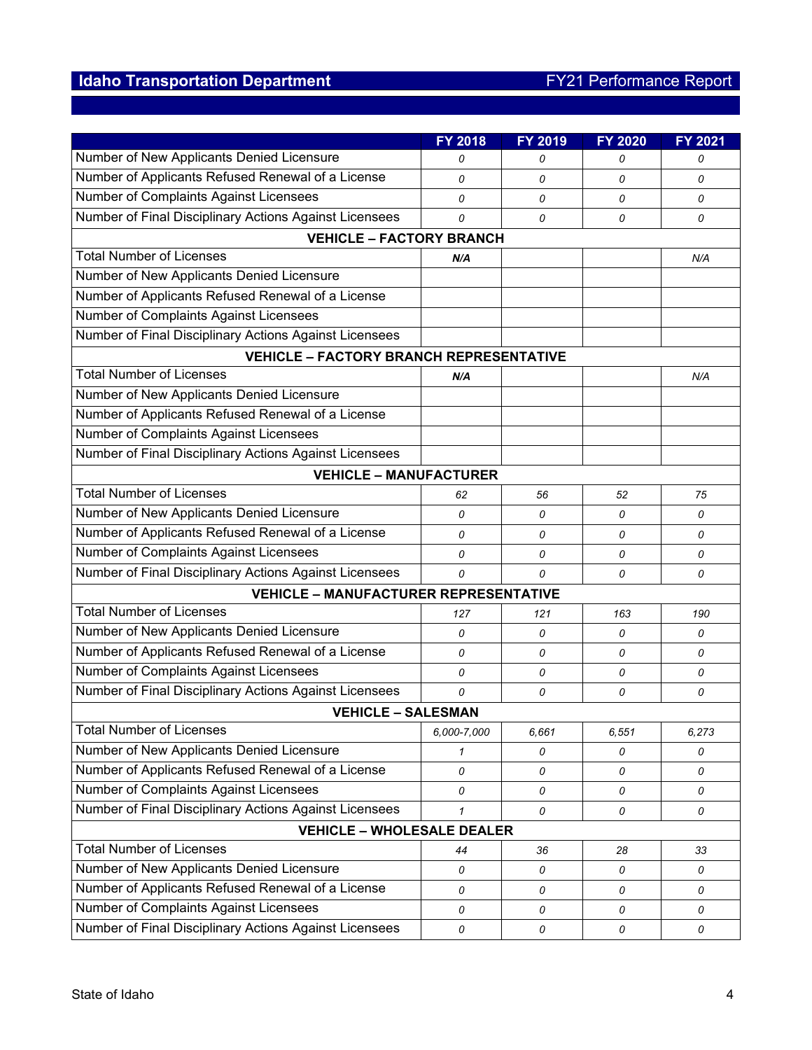|  | FY 2018 | FY 2019 | FY 2020 | FY 2021 |
|---|---|---|---|---|
| Number of New Applicants Denied Licensure | 0 | 0 | 0 | 0 |
| Number of Applicants Refused Renewal of a License | 0 | 0 | 0 | 0 |
| Number of Complaints Against Licensees | 0 | 0 | 0 | 0 |
| Number of Final Disciplinary Actions Against Licensees | 0 | 0 | 0 | 0 |
| **VEHICLE – FACTORY BRANCH** | | | | |
| Total Number of Licenses | ***N/A*** | | | *N/A* |
| Number of New Applicants Denied Licensure | | | | |
| Number of Applicants Refused Renewal of a License | | | | |
| Number of Complaints Against Licensees | | | | |
| Number of Final Disciplinary Actions Against Licensees | | | | |
| **VEHICLE – FACTORY BRANCH REPRESENTATIVE** | | | | |
| Total Number of Licenses | ***N/A*** | | | *N/A* |
| Number of New Applicants Denied Licensure | | | | |
| Number of Applicants Refused Renewal of a License | | | | |
| Number of Complaints Against Licensees | | | | |
| Number of Final Disciplinary Actions Against Licensees | | | | |
| **VEHICLE – MANUFACTURER** | | | | |
| Total Number of Licenses | 62 | 56 | 52 | 75 |
| Number of New Applicants Denied Licensure | 0 | 0 | 0 | 0 |
| Number of Applicants Refused Renewal of a License | 0 | 0 | 0 | 0 |
| Number of Complaints Against Licensees | 0 | 0 | 0 | 0 |
| Number of Final Disciplinary Actions Against Licensees | 0 | 0 | 0 | 0 |
| **VEHICLE – MANUFACTURER REPRESENTATIVE** | | | | |
| Total Number of Licenses | 127 | 121 | 163 | 190 |
| Number of New Applicants Denied Licensure | 0 | 0 | 0 | 0 |
| Number of Applicants Refused Renewal of a License | 0 | 0 | 0 | 0 |
| Number of Complaints Against Licensees | 0 | 0 | 0 | 0 |
| Number of Final Disciplinary Actions Against Licensees | 0 | 0 | 0 | 0 |
| **VEHICLE – SALESMAN** | | | | |
| Total Number of Licenses | 6,000-7,000 | 6,661 | 6,551 | 6,273 |
| Number of New Applicants Denied Licensure | 1 | 0 | 0 | 0 |
| Number of Applicants Refused Renewal of a License | 0 | 0 | 0 | 0 |
| Number of Complaints Against Licensees | 0 | 0 | 0 | 0 |
| Number of Final Disciplinary Actions Against Licensees | 1 | 0 | 0 | 0 |
| **VEHICLE – WHOLESALE DEALER** | | | | |
| Total Number of Licenses | 44 | 36 | 28 | 33 |
| Number of New Applicants Denied Licensure | 0 | 0 | 0 | 0 |
| Number of Applicants Refused Renewal of a License | 0 | 0 | 0 | 0 |
| Number of Complaints Against Licensees | 0 | 0 | 0 | 0 |
| Number of Final Disciplinary Actions Against Licensees | 0 | 0 | 0 | 0 |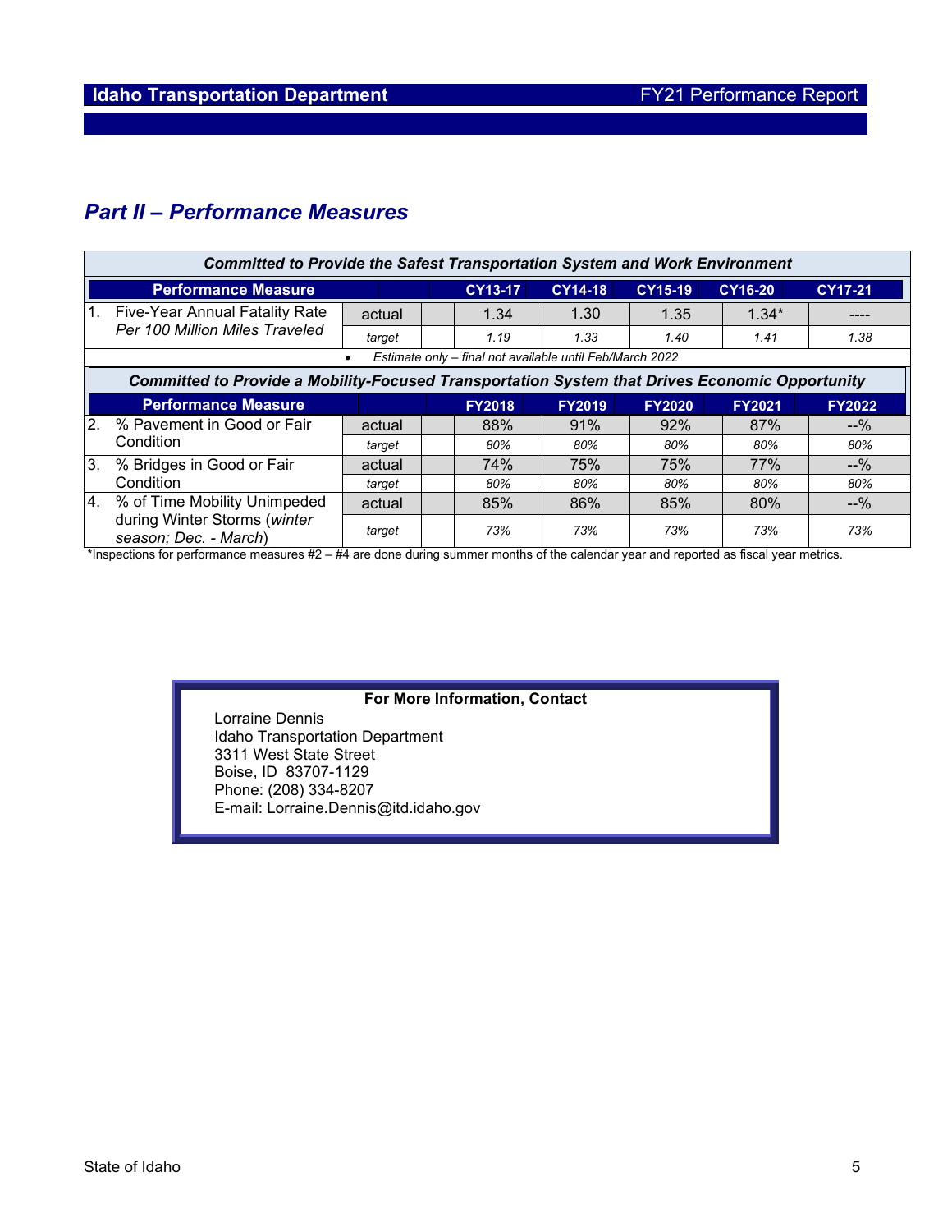## Part II – Performance Measures

| Committed to Provide the Safest Transportation System and Work Environment | | | | | | | |
|---|---|---|---|---|---|---|---|
| **Performance Measure** | | | **CY13-17** | **CY14-18** | **CY15-19** | **CY16-20** | **CY17-21** |
| 1. Five-Year Annual Fatality Rate *Per 100 Million Miles Traveled* | actual | | 1.34 | 1.30 | 1.35 | 1.34* | ---- |
| | *target* | | *1.19* | *1.33* | *1.40* | *1.41* | *1.38* |
| • *Estimate only – final not available until Feb/March 2022* | | | | | | | |
| **Committed to Provide a Mobility-Focused Transportation System that Drives Economic Opportunity** | | | | | | | |
| **Performance Measure** | | | **FY2018** | **FY2019** | **FY2020** | **FY2021** | **FY2022** |
| 2. % Pavement in Good or Fair Condition | actual | | 88% | 91% | 92% | 87% | --% |
| | *target* | | *80%* | *80%* | *80%* | *80%* | *80%* |
| 3. % Bridges in Good or Fair Condition | actual | | 74% | 75% | 75% | 77% | --% |
| | *target* | | *80%* | *80%* | *80%* | *80%* | *80%* |
| 4. % of Time Mobility Unimpeded during Winter Storms (*winter season; Dec. - March*) | actual | | 85% | 86% | 85% | 80% | --% |
| | *target* | | *73%* | *73%* | *73%* | *73%* | *73%* |

*Inspections for performance measures #2 – #4 are done during summer months of the calendar year and reported as fiscal year metrics.

**For More Information, Contact**

Lorraine Dennis
Idaho Transportation Department
3311 West State Street
Boise, ID 83707-1129
Phone: (208) 334-8207
E-mail: Lorraine.Dennis@itd.idaho.gov